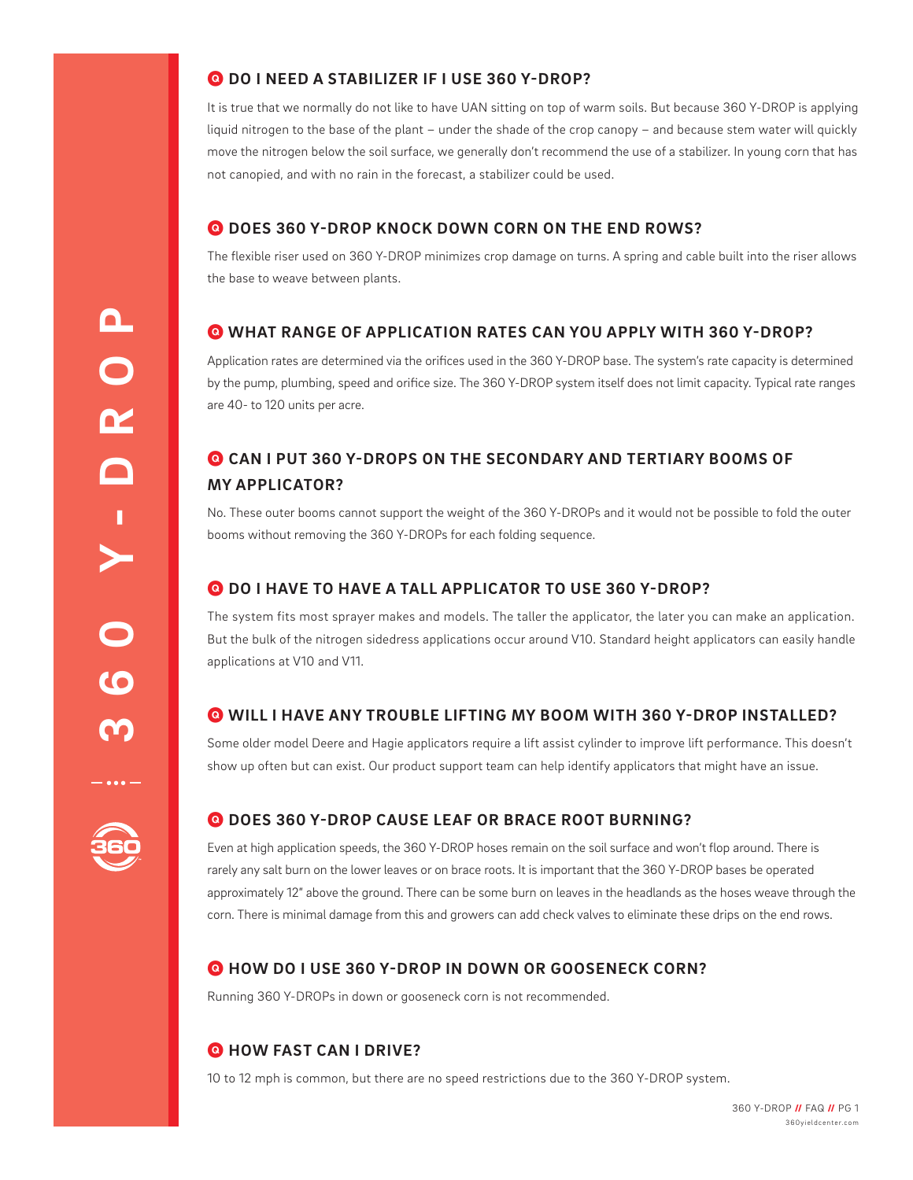## DO I NEED A STABILIZER IF I USE 360 Y-DROP?

It is true that we normally do not like to have UAN sitting on top of warm soils. But because 360 Y-DROP is applying liquid nitrogen to the base of the plant – under the shade of the crop canopy – and because stem water will quickly move the nitrogen below the soil surface, we generally don't recommend the use of a stabilizer. In young corn that has not canopied, and with no rain in the forecast, a stabilizer could be used.

## DOES 360 Y-DROP KNOCK DOWN CORN ON THE END ROWS?

The flexible riser used on 360 Y-DROP minimizes crop damage on turns. A spring and cable built into the riser allows the base to weave between plants.

## WHAT RANGE OF APPLICATION RATES CAN YOU APPLY WITH 360 Y-DROP?

Application rates are determined via the orifices used in the 360 Y-DROP base. The system's rate capacity is determined by the pump, plumbing, speed and orifice size. The 360 Y-DROP system itself does not limit capacity. Typical rate ranges are 40- to 120 units per acre.

## CAN I PUT 360 Y-DROPS ON THE SECONDARY AND TERTIARY BOOMS OF MY APPLICATOR?

No. These outer booms cannot support the weight of the 360 Y-DROPs and it would not be possible to fold the outer booms without removing the 360 Y-DROPs for each folding sequence.

## DO I HAVE TO HAVE A TALL APPLICATOR TO USE 360 Y-DROP?

The system fits most sprayer makes and models. The taller the applicator, the later you can make an application. But the bulk of the nitrogen sidedress applications occur around V10. Standard height applicators can easily handle applications at V10 and V11.

## WILL I HAVE ANY TROUBLE LIFTING MY BOOM WITH 360 Y-DROP INSTALLED?

Some older model Deere and Hagie applicators require a lift assist cylinder to improve lift performance. This doesn't show up often but can exist. Our product support team can help identify applicators that might have an issue.

## DOES 360 Y-DROP CAUSE LEAF OR BRACE ROOT BURNING?

Even at high application speeds, the 360 Y-DROP hoses remain on the soil surface and won't flop around. There is rarely any salt burn on the lower leaves or on brace roots. It is important that the 360 Y-DROP bases be operated approximately 12" above the ground. There can be some burn on leaves in the headlands as the hoses weave through the corn. There is minimal damage from this and growers can add check valves to eliminate these drips on the end rows.

## HOW DO I USE 360 Y-DROP IN DOWN OR GOOSENECK CORN?

Running 360 Y-DROPs in down or gooseneck corn is not recommended.

## HOW FAST CAN I DRIVE?

10 to 12 mph is common, but there are no speed restrictions due to the 360 Y-DROP system.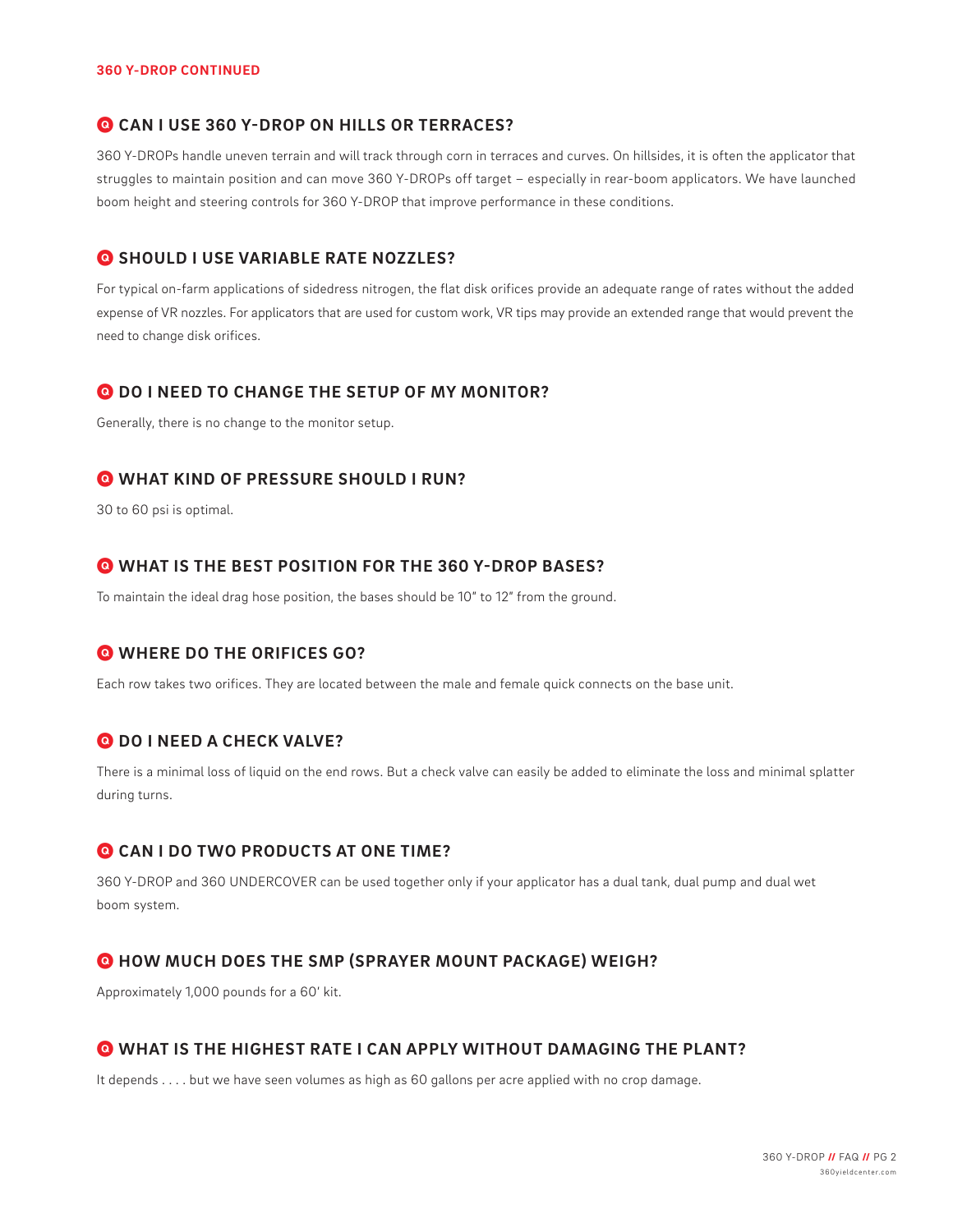**360 Y-DROP CONTINUED**

## CAN I USE 360 Y-DROP ON HILLS OR TERRACES?

360 Y-DROPs handle uneven terrain and will track through corn in terraces and curves. On hillsides, it is often the applicator that struggles to maintain position and can move 360 Y-DROPs off target – especially in rear-boom applicators. We have launched boom height and steering controls for 360 Y-DROP that improve performance in these conditions.

## SHOULD I USE VARIABLE RATE NOZZLES?

For typical on-farm applications of sidedress nitrogen, the flat disk orifices provide an adequate range of rates without the added expense of VR nozzles. For applicators that are used for custom work, VR tips may provide an extended range that would prevent the need to change disk orifices.

## DO I NEED TO CHANGE THE SETUP OF MY MONITOR?

Generally, there is no change to the monitor setup.

## WHAT KIND OF PRESSURE SHOULD I RUN?

30 to 60 psi is optimal.

## WHAT IS THE BEST POSITION FOR THE 360 Y-DROP BASES?

To maintain the ideal drag hose position, the bases should be 10" to 12" from the ground.

## WHERE DO THE ORIFICES GO?

Each row takes two orifices. They are located between the male and female quick connects on the base unit.

## DO I NEED A CHECK VALVE?

There is a minimal loss of liquid on the end rows. But a check valve can easily be added to eliminate the loss and minimal splatter during turns.

## CAN I DO TWO PRODUCTS AT ONE TIME?

360 Y-DROP and 360 UNDERCOVER can be used together only if your applicator has a dual tank, dual pump and dual wet boom system.

## HOW MUCH DOES THE SMP (SPRAYER MOUNT PACKAGE) WEIGH?

Approximately 1,000 pounds for a 60' kit.

## WHAT IS THE HIGHEST RATE I CAN APPLY WITHOUT DAMAGING THE PLANT?

It depends . . . . but we have seen volumes as high as 60 gallons per acre applied with no crop damage.